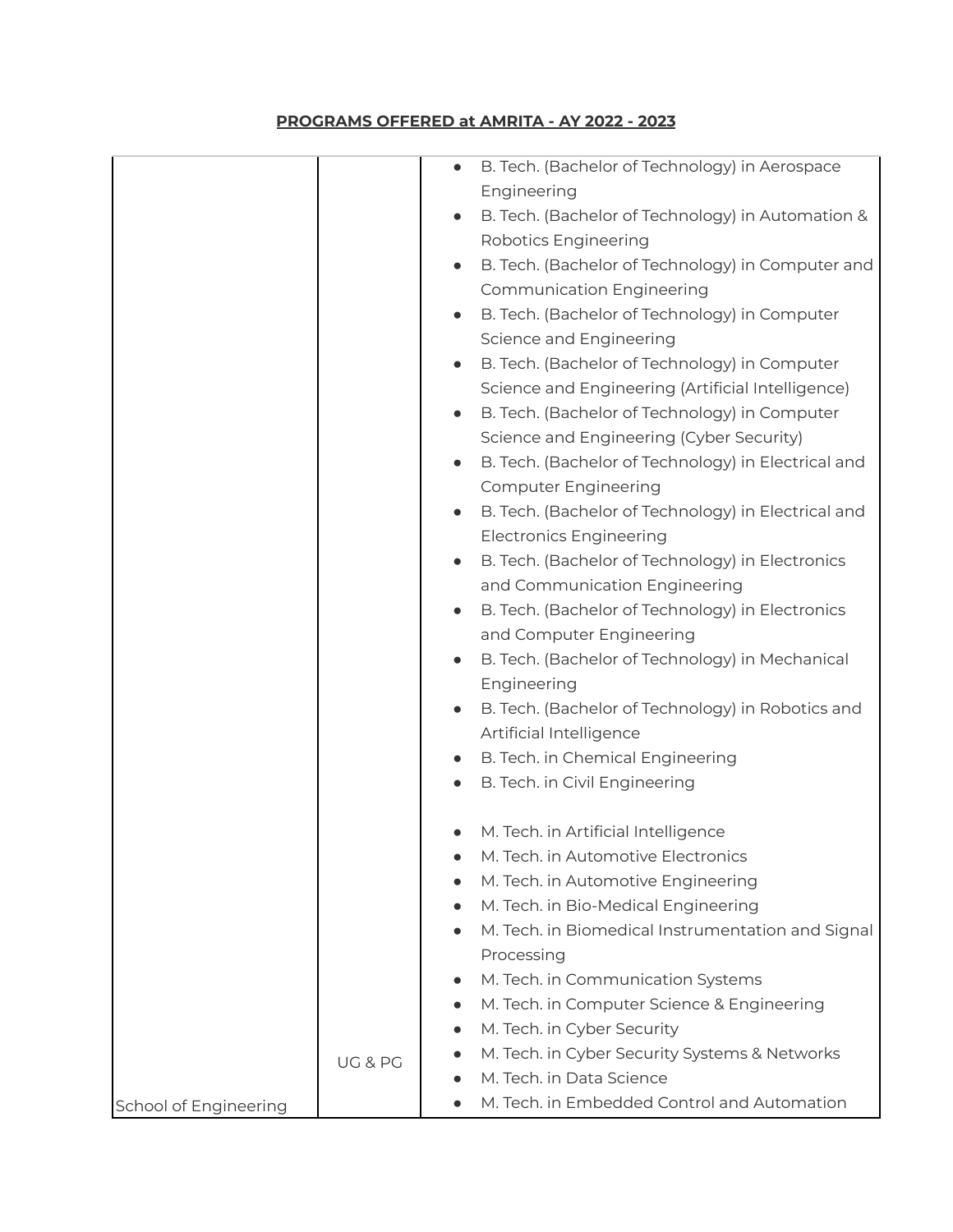**PROGRAMS OFFERED at AMRITA - AY 2022 - 2023**

| | | |
|---|---|---|
| School of Engineering | UG & PG | • B. Tech. (Bachelor of Technology) in Aerospace Engineering<br>• B. Tech. (Bachelor of Technology) in Automation & Robotics Engineering<br>• B. Tech. (Bachelor of Technology) in Computer and Communication Engineering<br>• B. Tech. (Bachelor of Technology) in Computer Science and Engineering<br>• B. Tech. (Bachelor of Technology) in Computer Science and Engineering (Artificial Intelligence)<br>• B. Tech. (Bachelor of Technology) in Computer Science and Engineering (Cyber Security)<br>• B. Tech. (Bachelor of Technology) in Electrical and Computer Engineering<br>• B. Tech. (Bachelor of Technology) in Electrical and Electronics Engineering<br>• B. Tech. (Bachelor of Technology) in Electronics and Communication Engineering<br>• B. Tech. (Bachelor of Technology) in Electronics and Computer Engineering<br>• B. Tech. (Bachelor of Technology) in Mechanical Engineering<br>• B. Tech. (Bachelor of Technology) in Robotics and Artificial Intelligence<br>• B. Tech. in Chemical Engineering<br>• B. Tech. in Civil Engineering<br><br>• M. Tech. in Artificial Intelligence<br>• M. Tech. in Automotive Electronics<br>• M. Tech. in Automotive Engineering<br>• M. Tech. in Bio-Medical Engineering<br>• M. Tech. in Biomedical Instrumentation and Signal Processing<br>• M. Tech. in Communication Systems<br>• M. Tech. in Computer Science & Engineering<br>• M. Tech. in Cyber Security<br>• M. Tech. in Cyber Security Systems & Networks<br>• M. Tech. in Data Science<br>• M. Tech. in Embedded Control and Automation |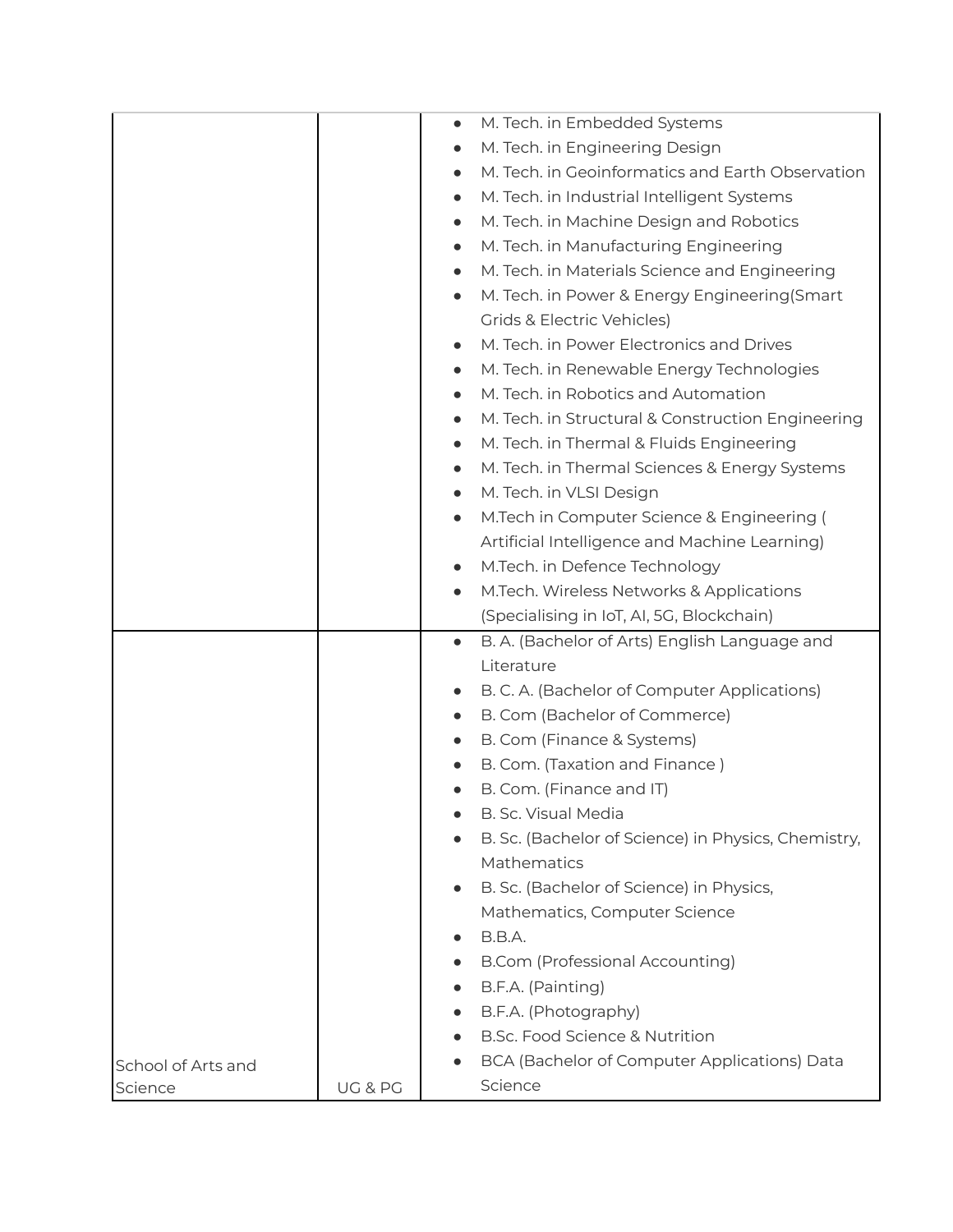| | | |
|---|---|---|
| | | • M. Tech. in Embedded Systems<br>• M. Tech. in Engineering Design<br>• M. Tech. in Geoinformatics and Earth Observation<br>• M. Tech. in Industrial Intelligent Systems<br>• M. Tech. in Machine Design and Robotics<br>• M. Tech. in Manufacturing Engineering<br>• M. Tech. in Materials Science and Engineering<br>• M. Tech. in Power & Energy Engineering(Smart Grids & Electric Vehicles)<br>• M. Tech. in Power Electronics and Drives<br>• M. Tech. in Renewable Energy Technologies<br>• M. Tech. in Robotics and Automation<br>• M. Tech. in Structural & Construction Engineering<br>• M. Tech. in Thermal & Fluids Engineering<br>• M. Tech. in Thermal Sciences & Energy Systems<br>• M. Tech. in VLSI Design<br>• M.Tech in Computer Science & Engineering ( Artificial Intelligence and Machine Learning)<br>• M.Tech. in Defence Technology<br>• M.Tech. Wireless Networks & Applications (Specialising in IoT, AI, 5G, Blockchain) |
| School of Arts and Science | UG & PG | • B. A. (Bachelor of Arts) English Language and Literature<br>• B. C. A. (Bachelor of Computer Applications)<br>• B. Com (Bachelor of Commerce)<br>• B. Com (Finance & Systems)<br>• B. Com. (Taxation and Finance )<br>• B. Com. (Finance and IT)<br>• B. Sc. Visual Media<br>• B. Sc. (Bachelor of Science) in Physics, Chemistry, Mathematics<br>• B. Sc. (Bachelor of Science) in Physics, Mathematics, Computer Science<br>• B.B.A.<br>• B.Com (Professional Accounting)<br>• B.F.A. (Painting)<br>• B.F.A. (Photography)<br>• B.Sc. Food Science & Nutrition<br>• BCA (Bachelor of Computer Applications) Data Science |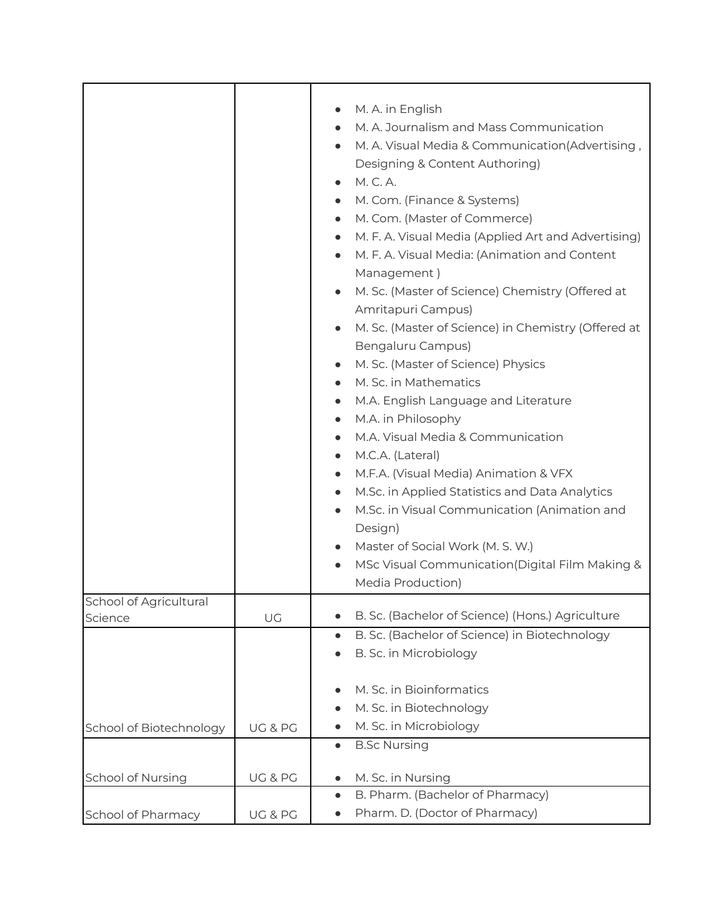| | | |
|---|---|---|
| | | • M. A. in English<br>• M. A. Journalism and Mass Communication<br>• M. A. Visual Media & Communication(Advertising , Designing & Content Authoring)<br>• M. C. A.<br>• M. Com. (Finance & Systems)<br>• M. Com. (Master of Commerce)<br>• M. F. A. Visual Media (Applied Art and Advertising)<br>• M. F. A. Visual Media: (Animation and Content Management )<br>• M. Sc. (Master of Science) Chemistry (Offered at Amritapuri Campus)<br>• M. Sc. (Master of Science) in Chemistry (Offered at Bengaluru Campus)<br>• M. Sc. (Master of Science) Physics<br>• M. Sc. in Mathematics<br>• M.A. English Language and Literature<br>• M.A. in Philosophy<br>• M.A. Visual Media & Communication<br>• M.C.A. (Lateral)<br>• M.F.A. (Visual Media) Animation & VFX<br>• M.Sc. in Applied Statistics and Data Analytics<br>• M.Sc. in Visual Communication (Animation and Design)<br>• Master of Social Work (M. S. W.)<br>• MSc Visual Communication(Digital Film Making & Media Production) |
| School of Agricultural Science | UG | • B. Sc. (Bachelor of Science) (Hons.) Agriculture |
| School of Biotechnology | UG & PG | • B. Sc. (Bachelor of Science) in Biotechnology<br>• B. Sc. in Microbiology<br><br>• M. Sc. in Bioinformatics<br>• M. Sc. in Biotechnology<br>• M. Sc. in Microbiology |
| School of Nursing | UG & PG | • B.Sc Nursing<br><br>• M. Sc. in Nursing |
| School of Pharmacy | UG & PG | • B. Pharm. (Bachelor of Pharmacy)<br>• Pharm. D. (Doctor of Pharmacy) |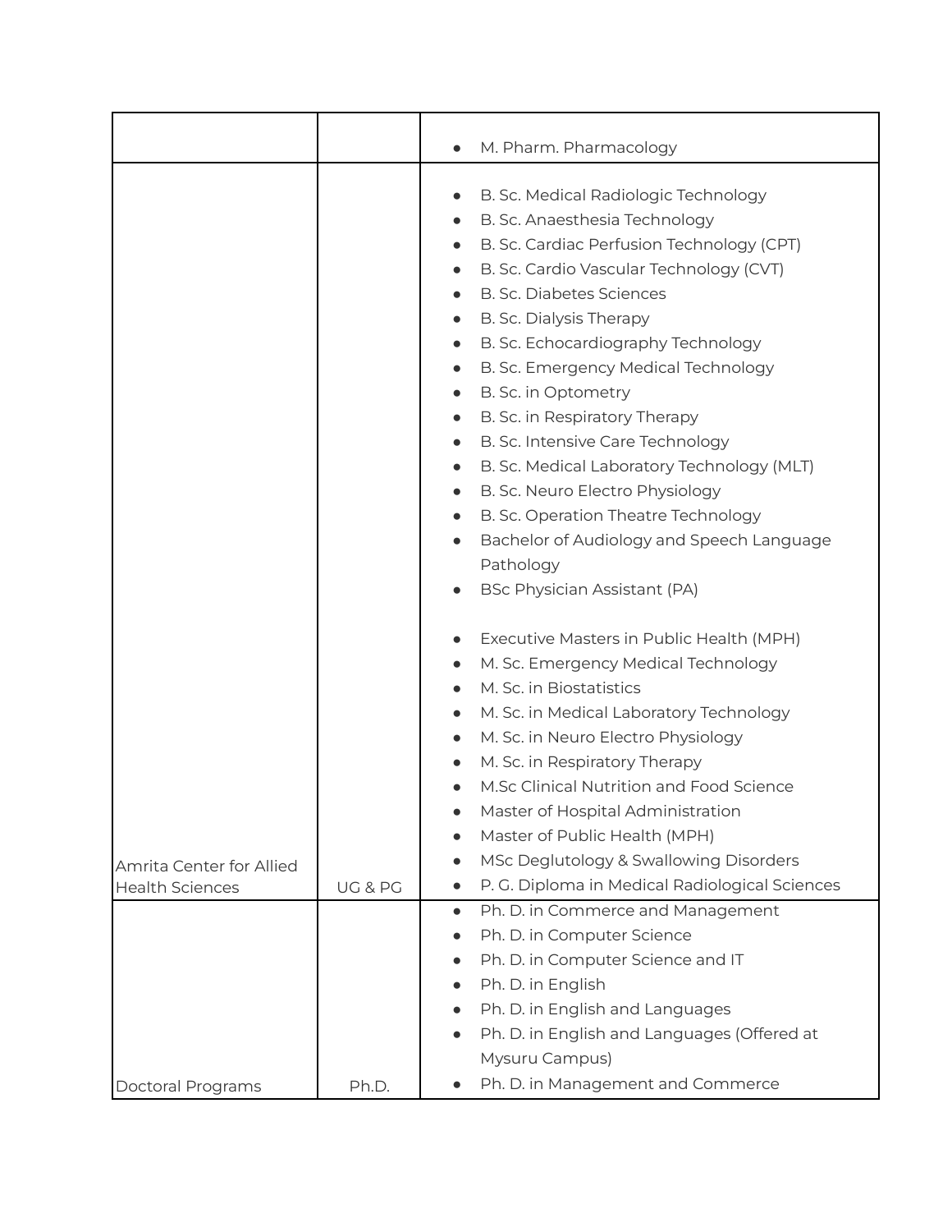| | | |
|---|---|---|
| | | • M. Pharm. Pharmacology |
| Amrita Center for Allied Health Sciences | UG & PG | • B. Sc. Medical Radiologic Technology<br>• B. Sc. Anaesthesia Technology<br>• B. Sc. Cardiac Perfusion Technology (CPT)<br>• B. Sc. Cardio Vascular Technology (CVT)<br>• B. Sc. Diabetes Sciences<br>• B. Sc. Dialysis Therapy<br>• B. Sc. Echocardiography Technology<br>• B. Sc. Emergency Medical Technology<br>• B. Sc. in Optometry<br>• B. Sc. in Respiratory Therapy<br>• B. Sc. Intensive Care Technology<br>• B. Sc. Medical Laboratory Technology (MLT)<br>• B. Sc. Neuro Electro Physiology<br>• B. Sc. Operation Theatre Technology<br>• Bachelor of Audiology and Speech Language Pathology<br>• BSc Physician Assistant (PA)<br><br>• Executive Masters in Public Health (MPH)<br>• M. Sc. Emergency Medical Technology<br>• M. Sc. in Biostatistics<br>• M. Sc. in Medical Laboratory Technology<br>• M. Sc. in Neuro Electro Physiology<br>• M. Sc. in Respiratory Therapy<br>• M.Sc Clinical Nutrition and Food Science<br>• Master of Hospital Administration<br>• Master of Public Health (MPH)<br>• MSc Deglutology & Swallowing Disorders<br>• P. G. Diploma in Medical Radiological Sciences |
| Doctoral Programs | Ph.D. | • Ph. D. in Commerce and Management<br>• Ph. D. in Computer Science<br>• Ph. D. in Computer Science and IT<br>• Ph. D. in English<br>• Ph. D. in English and Languages<br>• Ph. D. in English and Languages (Offered at Mysuru Campus)<br>• Ph. D. in Management and Commerce |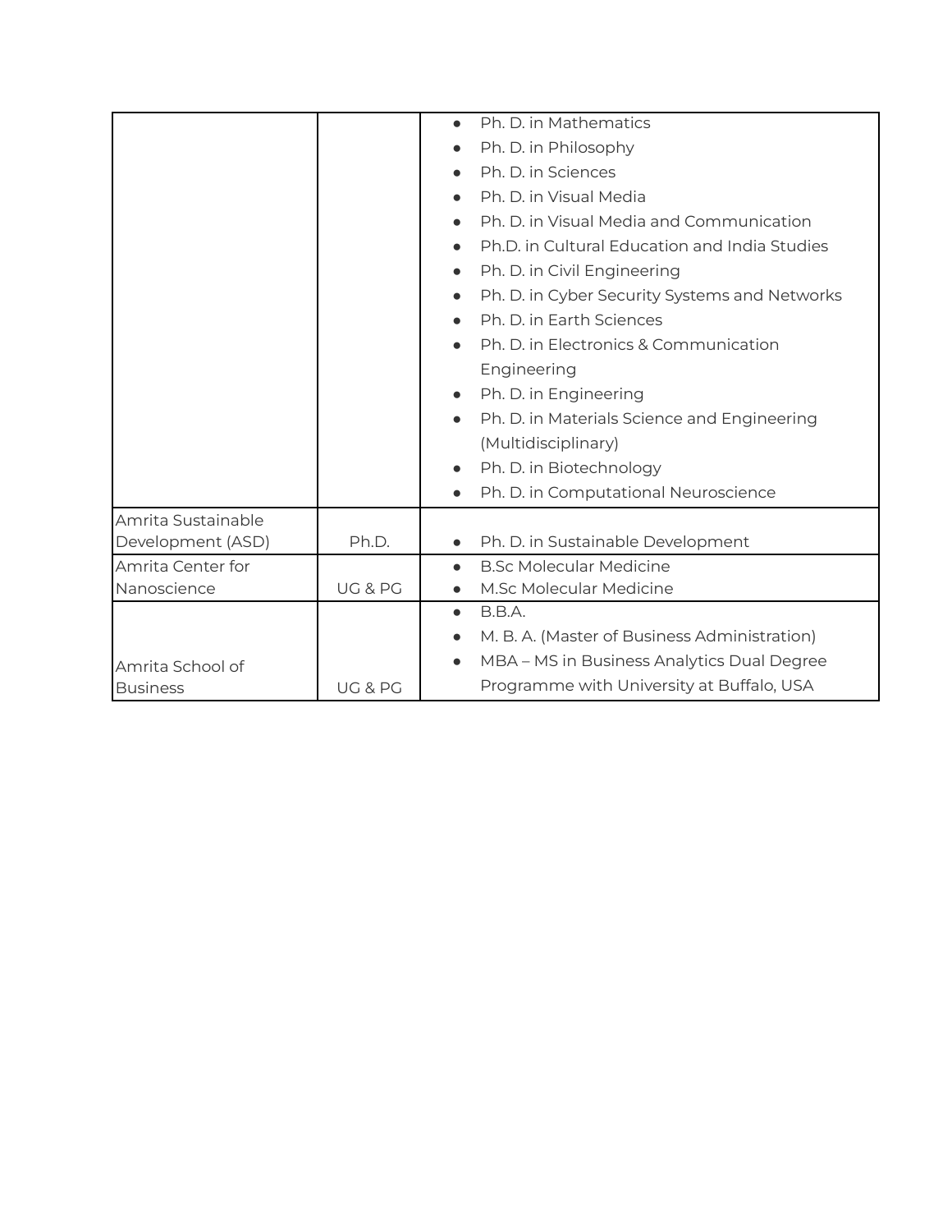| | | |
|---|---|---|
| | | • Ph. D. in Mathematics<br>• Ph. D. in Philosophy<br>• Ph. D. in Sciences<br>• Ph. D. in Visual Media<br>• Ph. D. in Visual Media and Communication<br>• Ph.D. in Cultural Education and India Studies<br>• Ph. D. in Civil Engineering<br>• Ph. D. in Cyber Security Systems and Networks<br>• Ph. D. in Earth Sciences<br>• Ph. D. in Electronics & Communication Engineering<br>• Ph. D. in Engineering<br>• Ph. D. in Materials Science and Engineering (Multidisciplinary)<br>• Ph. D. in Biotechnology<br>• Ph. D. in Computational Neuroscience |
| Amrita Sustainable Development (ASD) | Ph.D. | • Ph. D. in Sustainable Development |
| Amrita Center for Nanoscience | UG & PG | • B.Sc Molecular Medicine<br>• M.Sc Molecular Medicine |
| Amrita School of Business | UG & PG | • B.B.A.<br>• M. B. A. (Master of Business Administration)<br>• MBA – MS in Business Analytics Dual Degree Programme with University at Buffalo, USA |